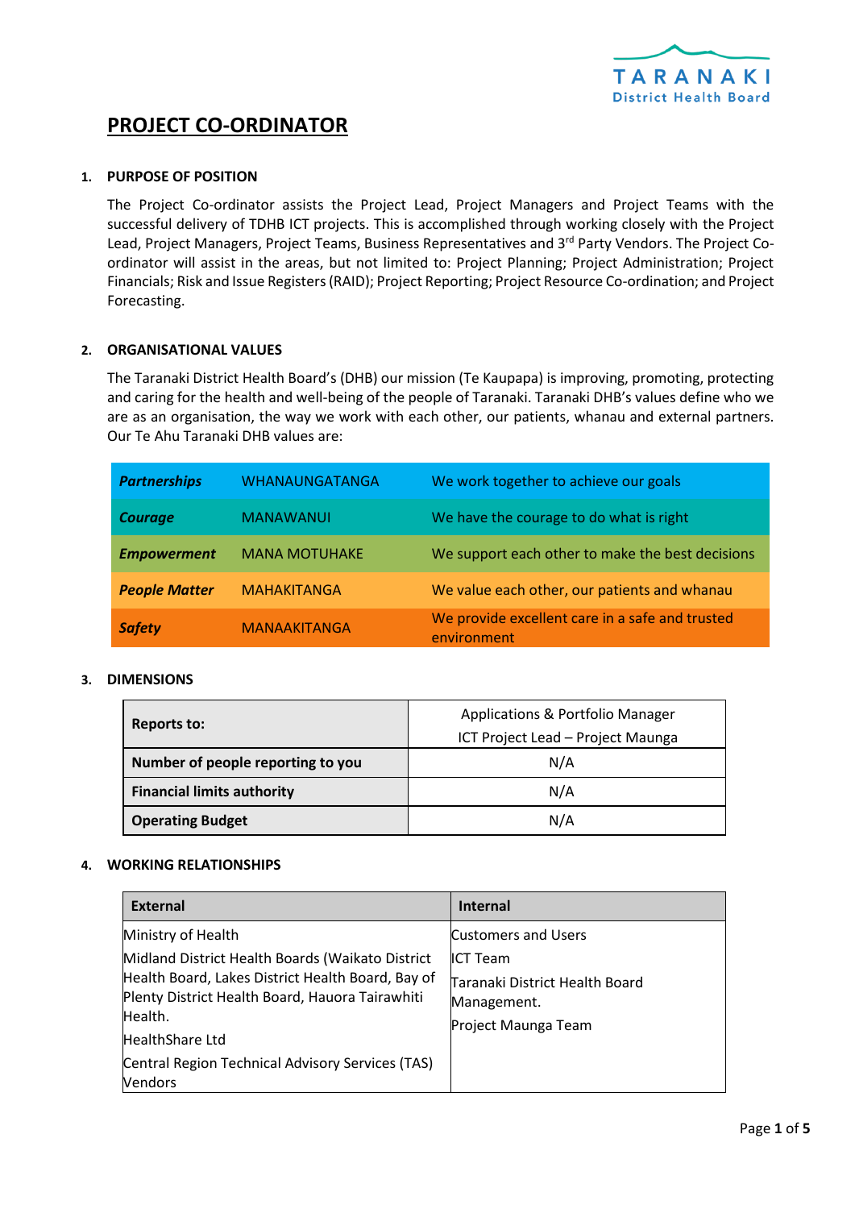# PROJECT CO-ORDINATOR

## 1. PURPOSE OF POSITION

The Project Co-ordinator assists the Project Lead, Project Managers and Project Teams with the successful delivery of TDHB ICT projects. This is accomplished through working closely with the Project Lead, Project Managers, Project Teams, Business Representatives and 3rd Party Vendors. The Project Co-ordinator will assist in the areas, but not limited to: Project Planning; Project Administration; Project Financials; Risk and Issue Registers (RAID); Project Reporting; Project Resource Co-ordination; and Project Forecasting.

## 2. ORGANISATIONAL VALUES

The Taranaki District Health Board's (DHB) our mission (Te Kaupapa) is improving, promoting, protecting and caring for the health and well-being of the people of Taranaki. Taranaki DHB's values define who we are as an organisation, the way we work with each other, our patients, whanau and external partners. Our Te Ahu Taranaki DHB values are:

| | | |
|---|---|---|
| ***Partnerships*** | WHANAUNGATANGA | We work together to achieve our goals |
| ***Courage*** | MANAWANUI | We have the courage to do what is right |
| ***Empowerment*** | MANA MOTUHAKE | We support each other to make the best decisions |
| ***People Matter*** | MAHAKITANGA | We value each other, our patients and whanau |
| ***Safety*** | MANAAKITANGA | We provide excellent care in a safe and trusted environment |

## 3. DIMENSIONS

| | |
|---|---|
| **Reports to:** | Applications & Portfolio Manager<br>ICT Project Lead – Project Maunga |
| **Number of people reporting to you** | N/A |
| **Financial limits authority** | N/A |
| **Operating Budget** | N/A |

## 4. WORKING RELATIONSHIPS

| External | Internal |
|---|---|
| Ministry of Health<br>Midland District Health Boards (Waikato District Health Board, Lakes District Health Board, Bay of Plenty District Health Board, Hauora Tairawhiti Health.<br>HealthShare Ltd<br>Central Region Technical Advisory Services (TAS)<br>Vendors | Customers and Users<br>ICT Team<br>Taranaki District Health Board Management.<br>Project Maunga Team |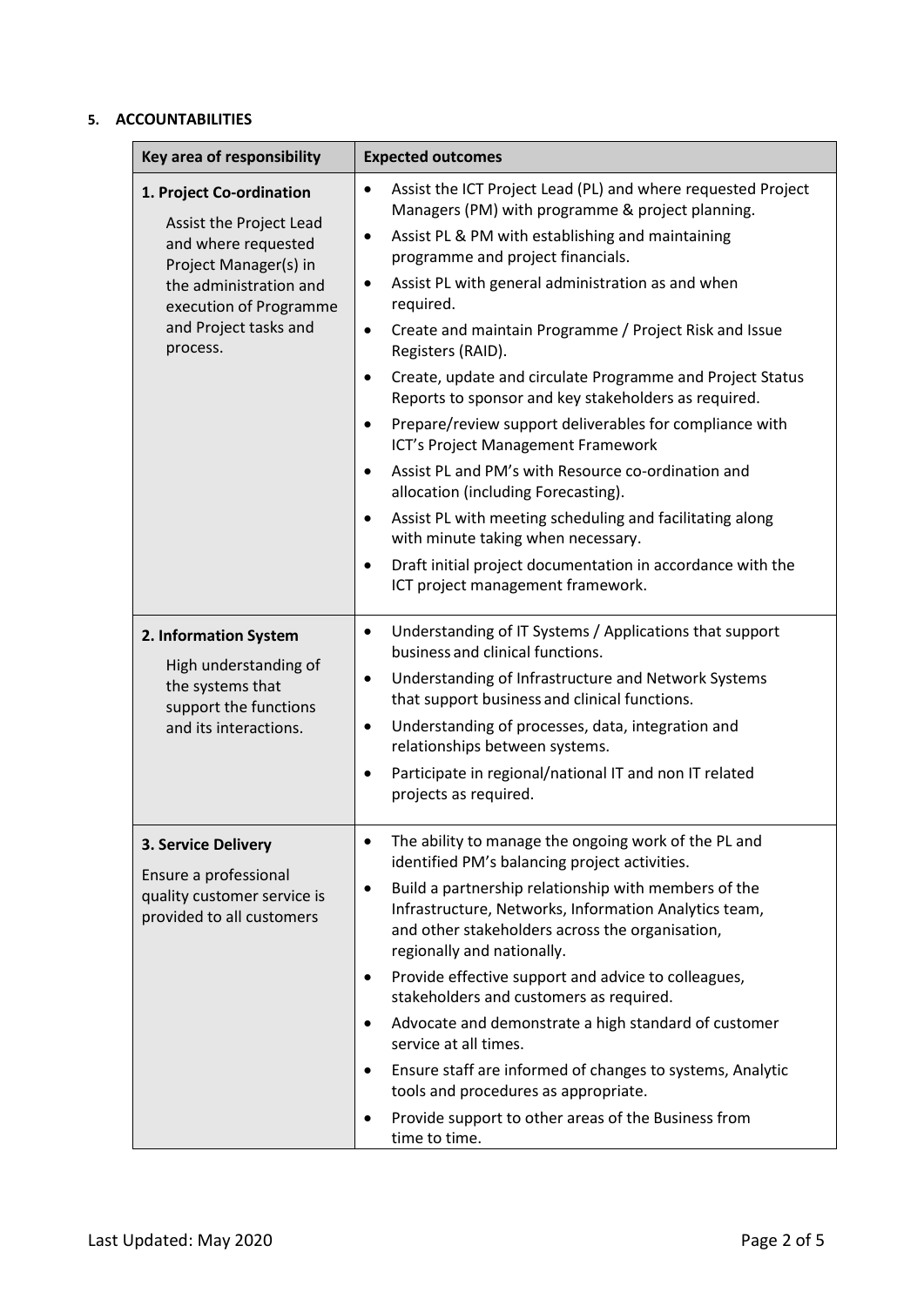#### 5. ACCOUNTABILITIES

| Key area of responsibility | Expected outcomes |
| --- | --- |
| **1. Project Co-ordination**<br>Assist the Project Lead and where requested Project Manager(s) in the administration and execution of Programme and Project tasks and process. | • Assist the ICT Project Lead (PL) and where requested Project Managers (PM) with programme & project planning.<br>• Assist PL & PM with establishing and maintaining programme and project financials.<br>• Assist PL with general administration as and when required.<br>• Create and maintain Programme / Project Risk and Issue Registers (RAID).<br>• Create, update and circulate Programme and Project Status Reports to sponsor and key stakeholders as required.<br>• Prepare/review support deliverables for compliance with ICT's Project Management Framework<br>• Assist PL and PM's with Resource co-ordination and allocation (including Forecasting).<br>• Assist PL with meeting scheduling and facilitating along with minute taking when necessary.<br>• Draft initial project documentation in accordance with the ICT project management framework. |
| **2. Information System**<br>High understanding of the systems that support the functions and its interactions. | • Understanding of IT Systems / Applications that support business and clinical functions.<br>• Understanding of Infrastructure and Network Systems that support business and clinical functions.<br>• Understanding of processes, data, integration and relationships between systems.<br>• Participate in regional/national IT and non IT related projects as required. |
| **3. Service Delivery**<br>Ensure a professional quality customer service is provided to all customers | • The ability to manage the ongoing work of the PL and identified PM's balancing project activities.<br>• Build a partnership relationship with members of the Infrastructure, Networks, Information Analytics team, and other stakeholders across the organisation, regionally and nationally.<br>• Provide effective support and advice to colleagues, stakeholders and customers as required.<br>• Advocate and demonstrate a high standard of customer service at all times.<br>• Ensure staff are informed of changes to systems, Analytic tools and procedures as appropriate.<br>• Provide support to other areas of the Business from time to time. |

Last Updated: May 2020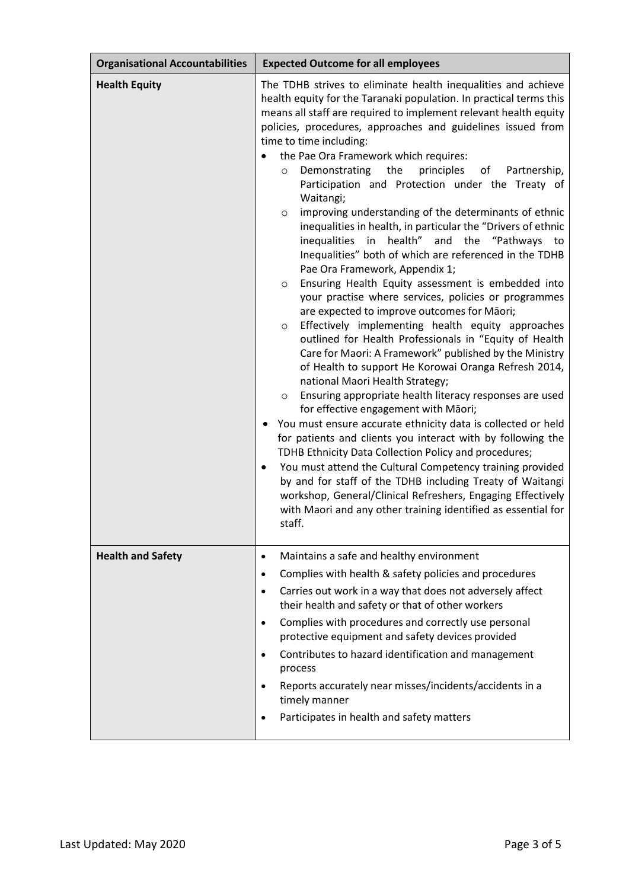| Organisational Accountabilities | Expected Outcome for all employees |
| --- | --- |
| **Health Equity** | The TDHB strives to eliminate health inequalities and achieve health equity for the Taranaki population. In practical terms this means all staff are required to implement relevant health equity policies, procedures, approaches and guidelines issued from time to time including:<br>• the Pae Ora Framework which requires:<br>&nbsp;&nbsp;&nbsp;&nbsp;○ Demonstrating the principles of Partnership, Participation and Protection under the Treaty of Waitangi;<br>&nbsp;&nbsp;&nbsp;&nbsp;○ improving understanding of the determinants of ethnic inequalities in health, in particular the "Drivers of ethnic inequalities in health" and the "Pathways to Inequalities" both of which are referenced in the TDHB Pae Ora Framework, Appendix 1;<br>&nbsp;&nbsp;&nbsp;&nbsp;○ Ensuring Health Equity assessment is embedded into your practise where services, policies or programmes are expected to improve outcomes for Māori;<br>&nbsp;&nbsp;&nbsp;&nbsp;○ Effectively implementing health equity approaches outlined for Health Professionals in "Equity of Health Care for Maori: A Framework" published by the Ministry of Health to support He Korowai Oranga Refresh 2014, national Maori Health Strategy;<br>&nbsp;&nbsp;&nbsp;&nbsp;○ Ensuring appropriate health literacy responses are used for effective engagement with Māori;<br>• You must ensure accurate ethnicity data is collected or held for patients and clients you interact with by following the TDHB Ethnicity Data Collection Policy and procedures;<br>• You must attend the Cultural Competency training provided by and for staff of the TDHB including Treaty of Waitangi workshop, General/Clinical Refreshers, Engaging Effectively with Maori and any other training identified as essential for staff. |
| **Health and Safety** | • Maintains a safe and healthy environment<br>• Complies with health & safety policies and procedures<br>• Carries out work in a way that does not adversely affect their health and safety or that of other workers<br>• Complies with procedures and correctly use personal protective equipment and safety devices provided<br>• Contributes to hazard identification and management process<br>• Reports accurately near misses/incidents/accidents in a timely manner<br>• Participates in health and safety matters |

Last Updated: May 2020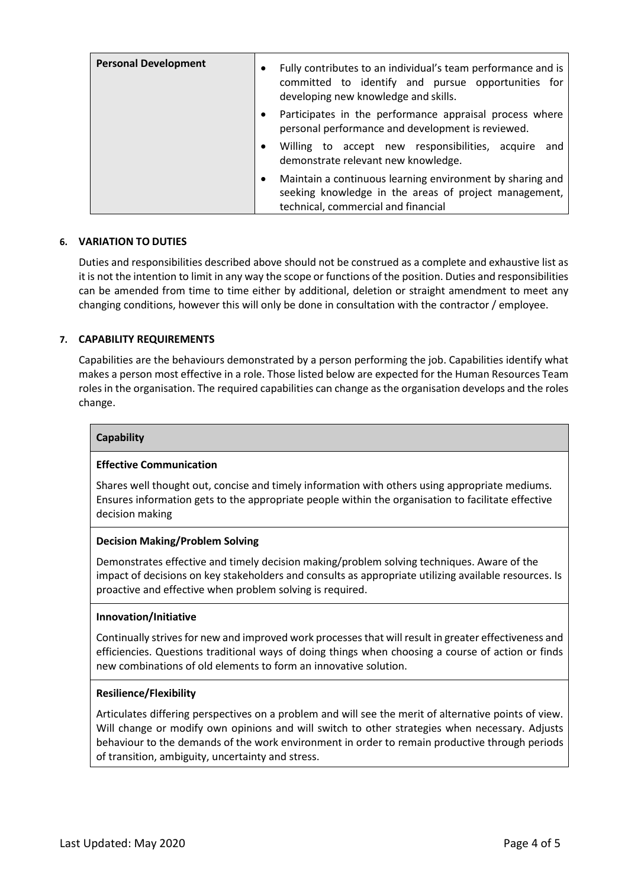| Personal Development | • Fully contributes to an individual's team performance and is committed to identify and pursue opportunities for developing new knowledge and skills.<br>• Participates in the performance appraisal process where personal performance and development is reviewed.<br>• Willing to accept new responsibilities, acquire and demonstrate relevant new knowledge.<br>• Maintain a continuous learning environment by sharing and seeking knowledge in the areas of project management, technical, commercial and financial |
|---|---|

## 6. VARIATION TO DUTIES

Duties and responsibilities described above should not be construed as a complete and exhaustive list as it is not the intention to limit in any way the scope or functions of the position. Duties and responsibilities can be amended from time to time either by additional, deletion or straight amendment to meet any changing conditions, however this will only be done in consultation with the contractor / employee.

## 7. CAPABILITY REQUIREMENTS

Capabilities are the behaviours demonstrated by a person performing the job. Capabilities identify what makes a person most effective in a role. Those listed below are expected for the Human Resources Team roles in the organisation. The required capabilities can change as the organisation develops and the roles change.

| Capability |
|---|
| **Effective Communication**<br><br>Shares well thought out, concise and timely information with others using appropriate mediums. Ensures information gets to the appropriate people within the organisation to facilitate effective decision making |
| **Decision Making/Problem Solving**<br><br>Demonstrates effective and timely decision making/problem solving techniques. Aware of the impact of decisions on key stakeholders and consults as appropriate utilizing available resources. Is proactive and effective when problem solving is required. |
| **Innovation/Initiative**<br><br>Continually strives for new and improved work processes that will result in greater effectiveness and efficiencies. Questions traditional ways of doing things when choosing a course of action or finds new combinations of old elements to form an innovative solution. |
| **Resilience/Flexibility**<br><br>Articulates differing perspectives on a problem and will see the merit of alternative points of view. Will change or modify own opinions and will switch to other strategies when necessary. Adjusts behaviour to the demands of the work environment in order to remain productive through periods of transition, ambiguity, uncertainty and stress. |

Last Updated: May 2020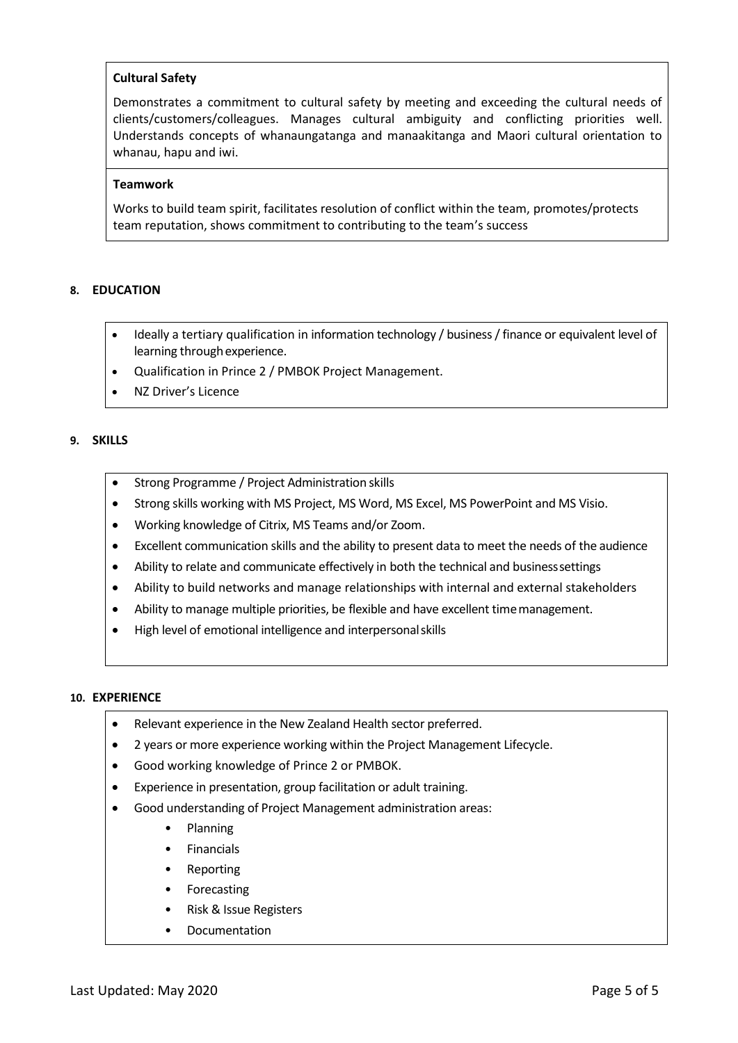**Cultural Safety**

Demonstrates a commitment to cultural safety by meeting and exceeding the cultural needs of clients/customers/colleagues. Manages cultural ambiguity and conflicting priorities well. Understands concepts of whanaungatanga and manaakitanga and Maori cultural orientation to whanau, hapu and iwi.

**Teamwork**

Works to build team spirit, facilitates resolution of conflict within the team, promotes/protects team reputation, shows commitment to contributing to the team's success

## 8. EDUCATION

- Ideally a tertiary qualification in information technology / business / finance or equivalent level of learning through experience.
- Qualification in Prince 2 / PMBOK Project Management.
- NZ Driver's Licence

## 9. SKILLS

- Strong Programme / Project Administration skills
- Strong skills working with MS Project, MS Word, MS Excel, MS PowerPoint and MS Visio.
- Working knowledge of Citrix, MS Teams and/or Zoom.
- Excellent communication skills and the ability to present data to meet the needs of the audience
- Ability to relate and communicate effectively in both the technical and business settings
- Ability to build networks and manage relationships with internal and external stakeholders
- Ability to manage multiple priorities, be flexible and have excellent time management.
- High level of emotional intelligence and interpersonal skills

## 10. EXPERIENCE

- Relevant experience in the New Zealand Health sector preferred.
- 2 years or more experience working within the Project Management Lifecycle.
- Good working knowledge of Prince 2 or PMBOK.
- Experience in presentation, group facilitation or adult training.
- Good understanding of Project Management administration areas:
  - Planning
  - Financials
  - Reporting
  - Forecasting
  - Risk & Issue Registers
  - Documentation

Last Updated: May 2020